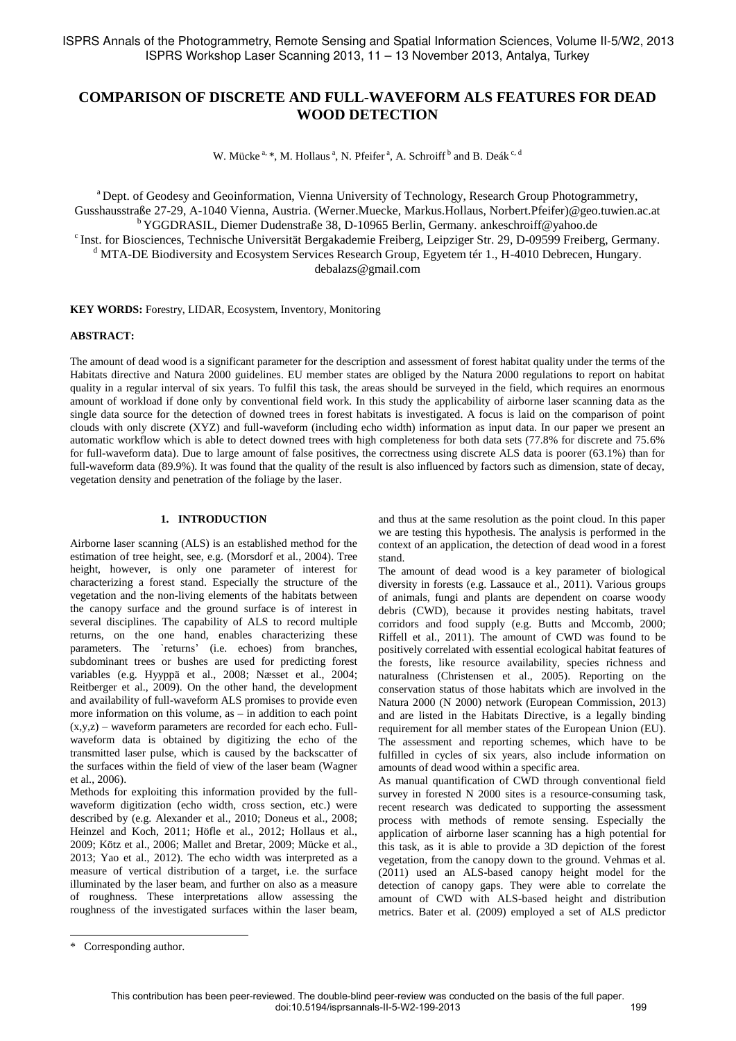# COMPARISON OF DISCRETE AND FULL-WAVEFORM ALS FEATURES FOR DEAD WOOD DETECTION

W. Mücke [a, *], M. Hollaus [a], N. Pfeifer [a], A. Schroiff [b] and B. Deák [c, d]

[a] Dept. of Geodesy and Geoinformation, Vienna University of Technology, Research Group Photogrammetry, Gusshausstraße 27-29, A-1040 Vienna, Austria. (Werner.Muecke, Markus.Hollaus, Norbert.Pfeifer)@geo.tuwien.ac.at

[b] YGGDRASIL, Diemer Dudenstraße 38, D-10965 Berlin, Germany. ankeschroiff@yahoo.de

[c] Inst. for Biosciences, Technische Universität Bergakademie Freiberg, Leipziger Str. 29, D-09599 Freiberg, Germany.

[d] MTA-DE Biodiversity and Ecosystem Services Research Group, Egyetem tér 1., H-4010 Debrecen, Hungary. debalazs@gmail.com

**KEY WORDS:** Forestry, LIDAR, Ecosystem, Inventory, Monitoring

**ABSTRACT:**

The amount of dead wood is a significant parameter for the description and assessment of forest habitat quality under the terms of the Habitats directive and Natura 2000 guidelines. EU member states are obliged by the Natura 2000 regulations to report on habitat quality in a regular interval of six years. To fulfil this task, the areas should be surveyed in the field, which requires an enormous amount of workload if done only by conventional field work. In this study the applicability of airborne laser scanning data as the single data source for the detection of downed trees in forest habitats is investigated. A focus is laid on the comparison of point clouds with only discrete (XYZ) and full-waveform (including echo width) information as input data. In our paper we present an automatic workflow which is able to detect downed trees with high completeness for both data sets (77.8% for discrete and 75.6% for full-waveform data). Due to large amount of false positives, the correctness using discrete ALS data is poorer (63.1%) than for full-waveform data (89.9%). It was found that the quality of the result is also influenced by factors such as dimension, state of decay, vegetation density and penetration of the foliage by the laser.

## 1. INTRODUCTION

Airborne laser scanning (ALS) is an established method for the estimation of tree height, see, e.g. (Morsdorf et al., 2004). Tree height, however, is only one parameter of interest for characterizing a forest stand. Especially the structure of the vegetation and the non-living elements of the habitats between the canopy surface and the ground surface is of interest in several disciplines. The capability of ALS to record multiple returns, on the one hand, enables characterizing these parameters. The `returns' (i.e. echoes) from branches, subdominant trees or bushes are used for predicting forest variables (e.g. Hyyppä et al., 2008; Næsset et al., 2004; Reitberger et al., 2009). On the other hand, the development and availability of full-waveform ALS promises to provide even more information on this volume, as – in addition to each point (x,y,z) – waveform parameters are recorded for each echo. Full-waveform data is obtained by digitizing the echo of the transmitted laser pulse, which is caused by the backscatter of the surfaces within the field of view of the laser beam (Wagner et al., 2006).

Methods for exploiting this information provided by the full-waveform digitization (echo width, cross section, etc.) were described by (e.g. Alexander et al., 2010; Doneus et al., 2008; Heinzel and Koch, 2011; Höfle et al., 2012; Hollaus et al., 2009; Kötz et al., 2006; Mallet and Bretar, 2009; Mücke et al., 2013; Yao et al., 2012). The echo width was interpreted as a measure of vertical distribution of a target, i.e. the surface illuminated by the laser beam, and further on also as a measure of roughness. These interpretations allow assessing the roughness of the investigated surfaces within the laser beam, and thus at the same resolution as the point cloud. In this paper we are testing this hypothesis. The analysis is performed in the context of an application, the detection of dead wood in a forest stand.

The amount of dead wood is a key parameter of biological diversity in forests (e.g. Lassauce et al., 2011). Various groups of animals, fungi and plants are dependent on coarse woody debris (CWD), because it provides nesting habitats, travel corridors and food supply (e.g. Butts and Mccomb, 2000; Riffell et al., 2011). The amount of CWD was found to be positively correlated with essential ecological habitat features of the forests, like resource availability, species richness and naturalness (Christensen et al., 2005). Reporting on the conservation status of those habitats which are involved in the Natura 2000 (N 2000) network (European Commission, 2013) and are listed in the Habitats Directive, is a legally binding requirement for all member states of the European Union (EU). The assessment and reporting schemes, which have to be fulfilled in cycles of six years, also include information on amounts of dead wood within a specific area.

As manual quantification of CWD through conventional field survey in forested N 2000 sites is a resource-consuming task, recent research was dedicated to supporting the assessment process with methods of remote sensing. Especially the application of airborne laser scanning has a high potential for this task, as it is able to provide a 3D depiction of the forest vegetation, from the canopy down to the ground. Vehmas et al. (2011) used an ALS-based canopy height model for the detection of canopy gaps. They were able to correlate the amount of CWD with ALS-based height and distribution metrics. Bater et al. (2009) employed a set of ALS predictor

\* Corresponding author.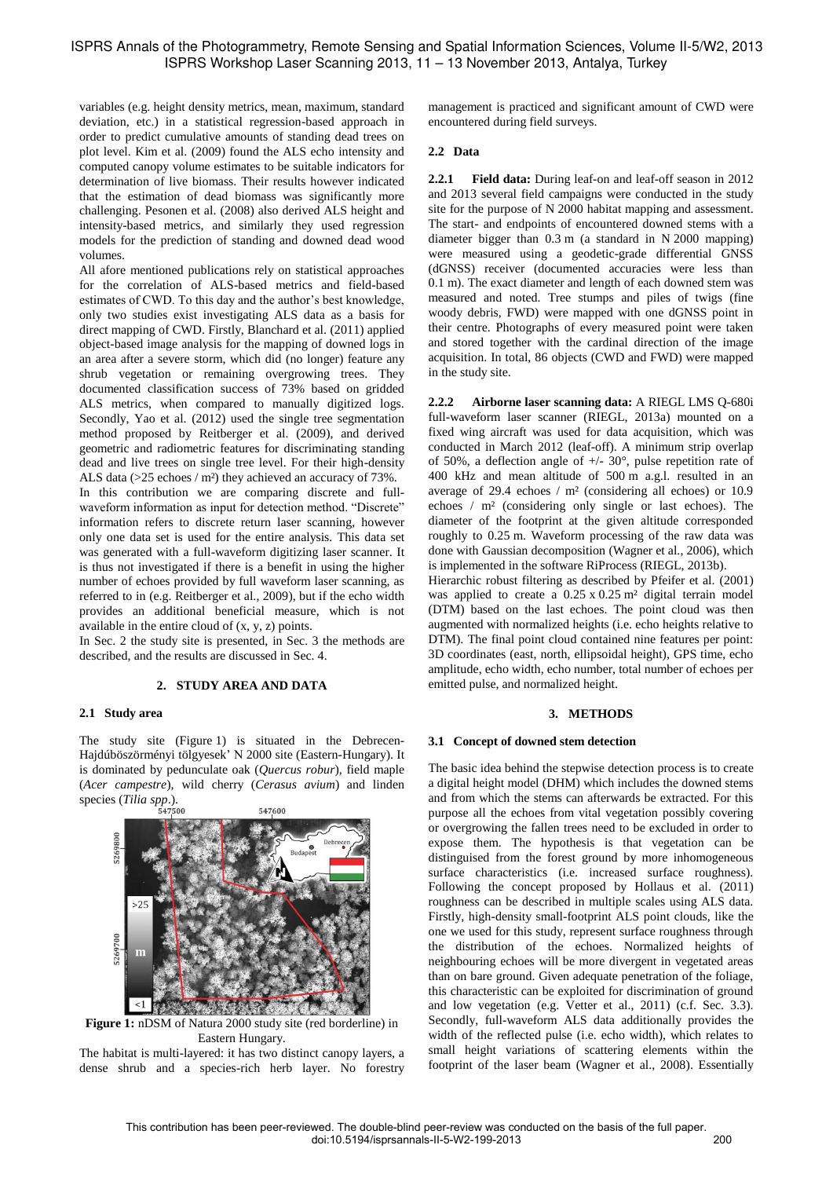variables (e.g. height density metrics, mean, maximum, standard deviation, etc.) in a statistical regression-based approach in order to predict cumulative amounts of standing dead trees on plot level. Kim et al. (2009) found the ALS echo intensity and computed canopy volume estimates to be suitable indicators for determination of live biomass. Their results however indicated that the estimation of dead biomass was significantly more challenging. Pesonen et al. (2008) also derived ALS height and intensity-based metrics, and similarly they used regression models for the prediction of standing and downed dead wood volumes.

All afore mentioned publications rely on statistical approaches for the correlation of ALS-based metrics and field-based estimates of CWD. To this day and the author's best knowledge, only two studies exist investigating ALS data as a basis for direct mapping of CWD. Firstly, Blanchard et al. (2011) applied object-based image analysis for the mapping of downed logs in an area after a severe storm, which did (no longer) feature any shrub vegetation or remaining overgrowing trees. They documented classification success of 73% based on gridded ALS metrics, when compared to manually digitized logs. Secondly, Yao et al. (2012) used the single tree segmentation method proposed by Reitberger et al. (2009), and derived geometric and radiometric features for discriminating standing dead and live trees on single tree level. For their high-density ALS data (>25 echoes / m²) they achieved an accuracy of 73%.

In this contribution we are comparing discrete and full-waveform information as input for detection method. "Discrete" information refers to discrete return laser scanning, however only one data set is used for the entire analysis. This data set was generated with a full-waveform digitizing laser scanner. It is thus not investigated if there is a benefit in using the higher number of echoes provided by full waveform laser scanning, as referred to in (e.g. Reitberger et al., 2009), but if the echo width provides an additional beneficial measure, which is not available in the entire cloud of (x, y, z) points.

In Sec. 2 the study site is presented, in Sec. 3 the methods are described, and the results are discussed in Sec. 4.

## 2. STUDY AREA AND DATA

### 2.1 Study area

The study site (Figure 1) is situated in the Debrecen-Hajdúböszörményi tölgyesek' N 2000 site (Eastern-Hungary). It is dominated by pedunculate oak (*Quercus robur*), field maple (*Acer campestre*), wild cherry (*Cerasus avium*) and linden species (*Tilia spp.*).

**Figure 1:** nDSM of Natura 2000 study site (red borderline) in Eastern Hungary.

The habitat is multi-layered: it has two distinct canopy layers, a dense shrub and a species-rich herb layer. No forestry management is practiced and significant amount of CWD were encountered during field surveys.

### 2.2 Data

**2.2.1 Field data:** During leaf-on and leaf-off season in 2012 and 2013 several field campaigns were conducted in the study site for the purpose of N 2000 habitat mapping and assessment. The start- and endpoints of encountered downed stems with a diameter bigger than 0.3 m (a standard in N 2000 mapping) were measured using a geodetic-grade differential GNSS (dGNSS) receiver (documented accuracies were less than 0.1 m). The exact diameter and length of each downed stem was measured and noted. Tree stumps and piles of twigs (fine woody debris, FWD) were mapped with one dGNSS point in their centre. Photographs of every measured point were taken and stored together with the cardinal direction of the image acquisition. In total, 86 objects (CWD and FWD) were mapped in the study site.

**2.2.2 Airborne laser scanning data:** A RIEGL LMS Q-680i full-waveform laser scanner (RIEGL, 2013a) mounted on a fixed wing aircraft was used for data acquisition, which was conducted in March 2012 (leaf-off). A minimum strip overlap of 50%, a deflection angle of +/- 30°, pulse repetition rate of 400 kHz and mean altitude of 500 m a.g.l. resulted in an average of 29.4 echoes / m² (considering all echoes) or 10.9 echoes / m² (considering only single or last echoes). The diameter of the footprint at the given altitude corresponded roughly to 0.25 m. Waveform processing of the raw data was done with Gaussian decomposition (Wagner et al., 2006), which is implemented in the software RiProcess (RIEGL, 2013b).

Hierarchic robust filtering as described by Pfeifer et al. (2001) was applied to create a 0.25 x 0.25 m² digital terrain model (DTM) based on the last echoes. The point cloud was then augmented with normalized heights (i.e. echo heights relative to DTM). The final point cloud contained nine features per point: 3D coordinates (east, north, ellipsoidal height), GPS time, echo amplitude, echo width, echo number, total number of echoes per emitted pulse, and normalized height.

## 3. METHODS

### 3.1 Concept of downed stem detection

The basic idea behind the stepwise detection process is to create a digital height model (DHM) which includes the downed stems and from which the stems can afterwards be extracted. For this purpose all the echoes from vital vegetation possibly covering or overgrowing the fallen trees need to be excluded in order to expose them. The hypothesis is that vegetation can be distinguised from the forest ground by more inhomogeneous surface characteristics (i.e. increased surface roughness). Following the concept proposed by Hollaus et al. (2011) roughness can be described in multiple scales using ALS data. Firstly, high-density small-footprint ALS point clouds, like the one we used for this study, represent surface roughness through the distribution of the echoes. Normalized heights of neighbouring echoes will be more divergent in vegetated areas than on bare ground. Given adequate penetration of the foliage, this characteristic can be exploited for discrimination of ground and low vegetation (e.g. Vetter et al., 2011) (c.f. Sec. 3.3). Secondly, full-waveform ALS data additionally provides the width of the reflected pulse (i.e. echo width), which relates to small height variations of scattering elements within the footprint of the laser beam (Wagner et al., 2008). Essentially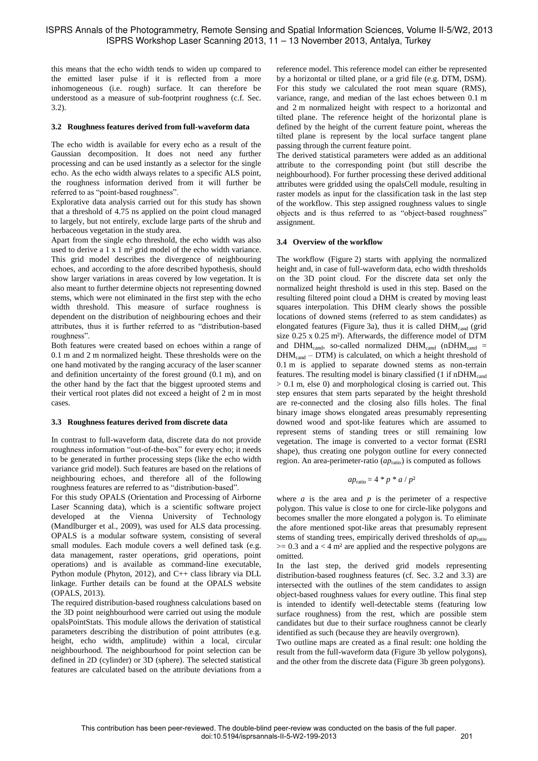this means that the echo width tends to widen up compared to the emitted laser pulse if it is reflected from a more inhomogeneous (i.e. rough) surface. It can therefore be understood as a measure of sub-footprint roughness (c.f. Sec. 3.2).

### 3.2 Roughness features derived from full-waveform data

The echo width is available for every echo as a result of the Gaussian decomposition. It does not need any further processing and can be used instantly as a selector for the single echo. As the echo width always relates to a specific ALS point, the roughness information derived from it will further be referred to as "point-based roughness".

Explorative data analysis carried out for this study has shown that a threshold of 4.75 ns applied on the point cloud managed to largely, but not entirely, exclude large parts of the shrub and herbaceous vegetation in the study area.

Apart from the single echo threshold, the echo width was also used to derive a 1 x 1 m² grid model of the echo width variance. This grid model describes the divergence of neighbouring echoes, and according to the afore described hypothesis, should show larger variations in areas covered by low vegetation. It is also meant to further determine objects not representing downed stems, which were not eliminated in the first step with the echo width threshold. This measure of surface roughness is dependent on the distribution of neighbouring echoes and their attributes, thus it is further referred to as "distribution-based roughness".

Both features were created based on echoes within a range of 0.1 m and 2 m normalized height. These thresholds were on the one hand motivated by the ranging accuracy of the laser scanner and definition uncertainty of the forest ground (0.1 m), and on the other hand by the fact that the biggest uprooted stems and their vertical root plates did not exceed a height of 2 m in most cases.

### 3.3 Roughness features derived from discrete data

In contrast to full-waveform data, discrete data do not provide roughness information "out-of-the-box" for every echo; it needs to be generated in further processing steps (like the echo width variance grid model). Such features are based on the relations of neighbouring echoes, and therefore all of the following roughness features are referred to as "distribution-based".

For this study OPALS (Orientation and Processing of Airborne Laser Scanning data), which is a scientific software project developed at the Vienna University of Technology (Mandlburger et al., 2009), was used for ALS data processing. OPALS is a modular software system, consisting of several small modules. Each module covers a well defined task (e.g. data management, raster operations, grid operations, point operations) and is available as command-line executable, Python module (Phyton, 2012), and C++ class library via DLL linkage. Further details can be found at the OPALS website (OPALS, 2013).

The required distribution-based roughness calculations based on the 3D point neighbourhood were carried out using the module opalsPointStats. This module allows the derivation of statistical parameters describing the distribution of point attributes (e.g. height, echo width, amplitude) within a local, circular neighbourhood. The neighbourhood for point selection can be defined in 2D (cylinder) or 3D (sphere). The selected statistical features are calculated based on the attribute deviations from a reference model. This reference model can either be represented by a horizontal or tilted plane, or a grid file (e.g. DTM, DSM). For this study we calculated the root mean square (RMS), variance, range, and median of the last echoes between 0.1 m and 2 m normalized height with respect to a horizontal and tilted plane. The reference height of the horizontal plane is defined by the height of the current feature point, whereas the tilted plane is represent by the local surface tangent plane passing through the current feature point.

The derived statistical parameters were added as an additional attribute to the corresponding point (but still describe the neighbourhood). For further processing these derived additional attributes were gridded using the opalsCell module, resulting in raster models as input for the classification task in the last step of the workflow. This step assigned roughness values to single objects and is thus referred to as "object-based roughness" assignment.

### 3.4 Overview of the workflow

The workflow (Figure 2) starts with applying the normalized height and, in case of full-waveform data, echo width thresholds on the 3D point cloud. For the discrete data set only the normalized height threshold is used in this step. Based on the resulting filtered point cloud a DHM is created by moving least squares interpolation. This DHM clearly shows the possible locations of downed stems (referred to as stem candidates) as elongated features (Figure 3a), thus it is called $DHM_{cand}$ (grid size 0.25 x 0.25 m²). Afterwards, the difference model of DTM and $DHM_{cand}$, so-called normalized $DHM_{cand}$ ($nDHM_{cand} = DHM_{cand} - DTM$) is calculated, on which a height threshold of 0.1 m is applied to separate downed stems as non-terrain features. The resulting model is binary classified (1 if $nDHM_{cand} > 0.1$ m, else 0) and morphological closing is carried out. This step ensures that stem parts separated by the height threshold are re-connected and the closing also fills holes. The final binary image shows elongated areas presumably representing downed wood and spot-like features which are assumed to represent stems of standing trees or still remaining low vegetation. The image is converted to a vector format (ESRI shape), thus creating one polygon outline for every connected region. An area-perimeter-ratio ($ap_{ratio}$) is computed as follows

$$ap_{ratio} = 4 * p * a / p^2$$

where $a$ is the area and $p$ is the perimeter of a respective polygon. This value is close to one for circle-like polygons and becomes smaller the more elongated a polygon is. To eliminate the afore mentioned spot-like areas that presumably represent stems of standing trees, empirically derived thresholds of $ap_{ratio} \geq 0.3$ and $a < 4$ m² are applied and the respective polygons are omitted.

In the last step, the derived grid models representing distribution-based roughness features (cf. Sec. 3.2 and 3.3) are intersected with the outlines of the stem candidates to assign object-based roughness values for every outline. This final step is intended to identify well-detectable stems (featuring low surface roughness) from the rest, which are possible stem candidates but due to their surface roughness cannot be clearly identified as such (because they are heavily overgrown).

Two outline maps are created as a final result: one holding the result from the full-waveform data (Figure 3b yellow polygons), and the other from the discrete data (Figure 3b green polygons).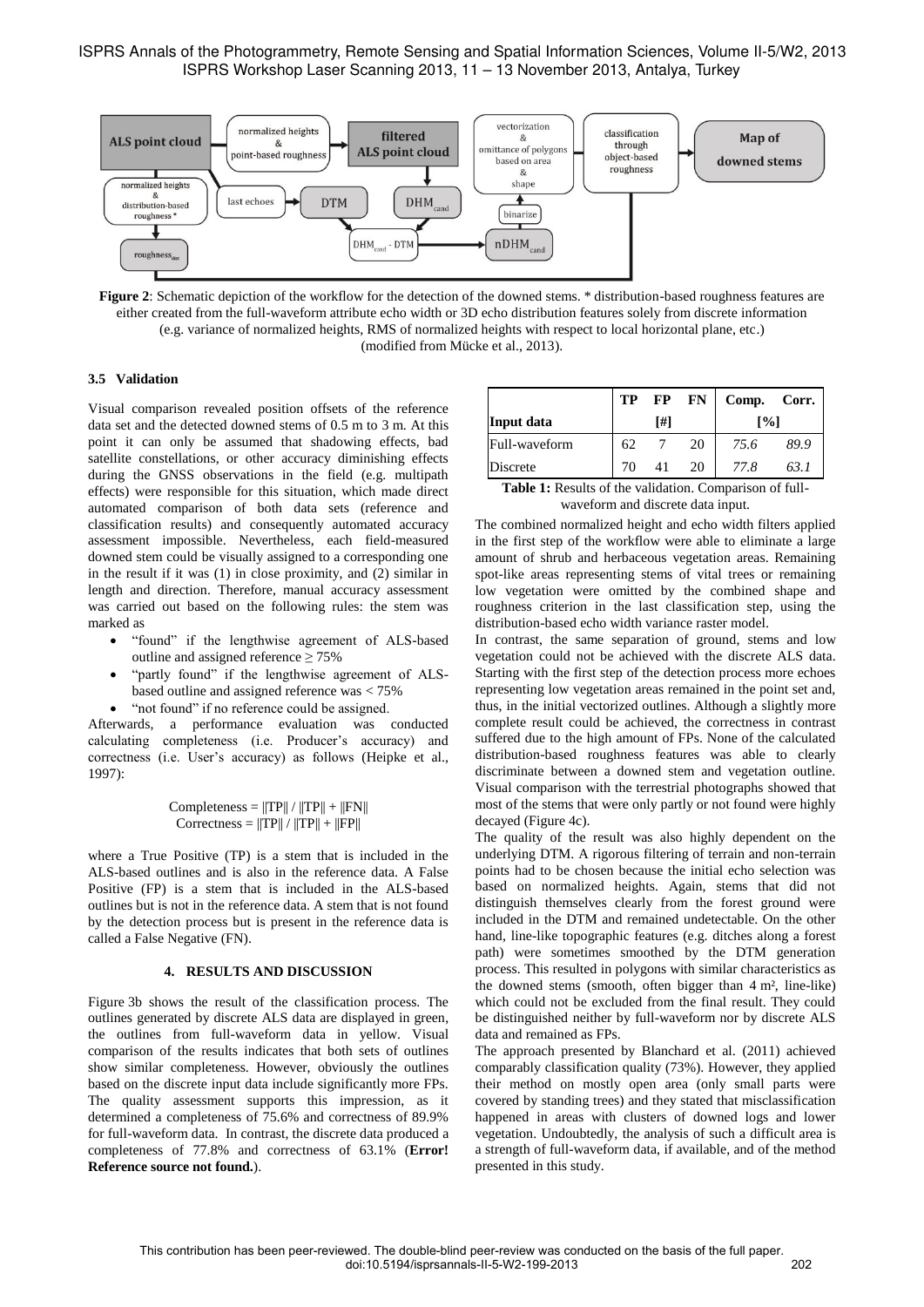**Figure 2**: Schematic depiction of the workflow for the detection of the downed stems. * distribution-based roughness features are either created from the full-waveform attribute echo width or 3D echo distribution features solely from discrete information (e.g. variance of normalized heights, RMS of normalized heights with respect to local horizontal plane, etc.) (modified from Mücke et al., 2013).

### 3.5 Validation

Visual comparison revealed position offsets of the reference data set and the detected downed stems of 0.5 m to 3 m. At this point it can only be assumed that shadowing effects, bad satellite constellations, or other accuracy diminishing effects during the GNSS observations in the field (e.g. multipath effects) were responsible for this situation, which made direct automated comparison of both data sets (reference and classification results) and consequently automated accuracy assessment impossible. Nevertheless, each field-measured downed stem could be visually assigned to a corresponding one in the result if it was (1) in close proximity, and (2) similar in length and direction. Therefore, manual accuracy assessment was carried out based on the following rules: the stem was marked as

- "found" if the lengthwise agreement of ALS-based outline and assigned reference ≥ 75%
- "partly found" if the lengthwise agreement of ALS-based outline and assigned reference was < 75%
- "not found" if no reference could be assigned.

Afterwards, a performance evaluation was conducted calculating completeness (i.e. Producer's accuracy) and correctness (i.e. User's accuracy) as follows (Heipke et al., 1997):

$$\text{Completeness} = \|TP\| / \|TP\| + \|FN\|$$
$$\text{Correctness} = \|TP\| / \|TP\| + \|FP\|$$

where a True Positive (TP) is a stem that is included in the ALS-based outlines and is also in the reference data. A False Positive (FP) is a stem that is included in the ALS-based outlines but is not in the reference data. A stem that is not found by the detection process but is present in the reference data is called a False Negative (FN).

## 4. RESULTS AND DISCUSSION

Figure 3b shows the result of the classification process. The outlines generated by discrete ALS data are displayed in green, the outlines from full-waveform data in yellow. Visual comparison of the results indicates that both sets of outlines show similar completeness. However, obviously the outlines based on the discrete input data include significantly more FPs. The quality assessment supports this impression, as it determined a completeness of 75.6% and correctness of 89.9% for full-waveform data. In contrast, the discrete data produced a completeness of 77.8% and correctness of 63.1% (**Error! Reference source not found.**).

| Input data | TP | FP | FN | Comp. | Corr. |
|---|---|---|---|---|---|
| | | [#] | | [%] | |
| Full-waveform | 62 | 7 | 20 | *75.6* | *89.9* |
| Discrete | 70 | 41 | 20 | *77.8* | *63.1* |

**Table 1:** Results of the validation. Comparison of full-waveform and discrete data input.

The combined normalized height and echo width filters applied in the first step of the workflow were able to eliminate a large amount of shrub and herbaceous vegetation areas. Remaining spot-like areas representing stems of vital trees or remaining low vegetation were omitted by the combined shape and roughness criterion in the last classification step, using the distribution-based echo width variance raster model.

In contrast, the same separation of ground, stems and low vegetation could not be achieved with the discrete ALS data. Starting with the first step of the detection process more echoes representing low vegetation areas remained in the point set and, thus, in the initial vectorized outlines. Although a slightly more complete result could be achieved, the correctness in contrast suffered due to the high amount of FPs. None of the calculated distribution-based roughness features was able to clearly discriminate between a downed stem and vegetation outline. Visual comparison with the terrestrial photographs showed that most of the stems that were only partly or not found were highly decayed (Figure 4c).

The quality of the result was also highly dependent on the underlying DTM. A rigorous filtering of terrain and non-terrain points had to be chosen because the initial echo selection was based on normalized heights. Again, stems that did not distinguish themselves clearly from the forest ground were included in the DTM and remained undetectable. On the other hand, line-like topographic features (e.g. ditches along a forest path) were sometimes smoothed by the DTM generation process. This resulted in polygons with similar characteristics as the downed stems (smooth, often bigger than 4 m², line-like) which could not be excluded from the final result. They could be distinguished neither by full-waveform nor by discrete ALS data and remained as FPs.

The approach presented by Blanchard et al. (2011) achieved comparably classification quality (73%). However, they applied their method on mostly open area (only small parts were covered by standing trees) and they stated that misclassification happened in areas with clusters of downed logs and lower vegetation. Undoubtedly, the analysis of such a difficult area is a strength of full-waveform data, if available, and of the method presented in this study.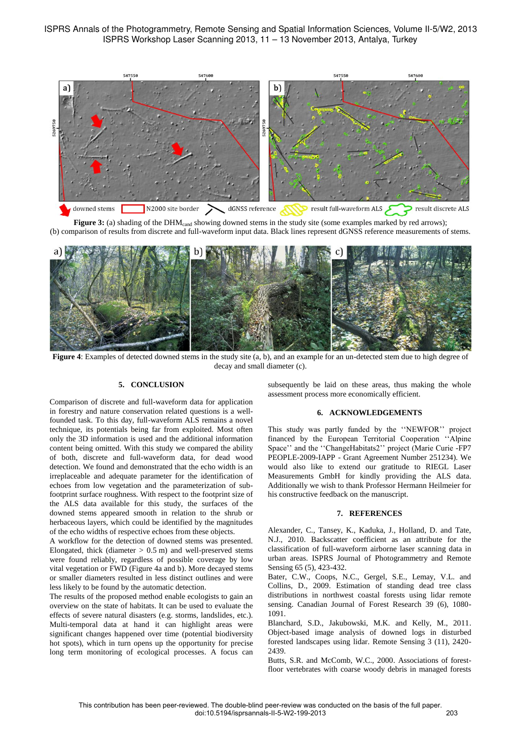Figure 3: (a) shading of the $DHM_{cand}$ showing downed stems in the study site (some examples marked by red arrows); (b) comparison of results from discrete and full-waveform input data. Black lines represent dGNSS reference measurements of stems.

Figure 4: Examples of detected downed stems in the study site (a, b), and an example for an un-detected stem due to high degree of decay and small diameter (c).

## 5. CONCLUSION

Comparison of discrete and full-waveform data for application in forestry and nature conservation related questions is a well-founded task. To this day, full-waveform ALS remains a novel technique, its potentials being far from exploited. Most often only the 3D information is used and the additional information content being omitted. With this study we compared the ability of both, discrete and full-waveform data, for dead wood detection. We found and demonstrated that the echo width is an irreplaceable and adequate parameter for the identification of echoes from low vegetation and the parameterization of sub-footprint surface roughness. With respect to the footprint size of the ALS data available for this study, the surfaces of the downed stems appeared smooth in relation to the shrub or herbaceous layers, which could be identified by the magnitudes of the echo widths of respective echoes from these objects.

A workflow for the detection of downed stems was presented. Elongated, thick (diameter > 0.5 m) and well-preserved stems were found reliably, regardless of possible coverage by low vital vegetation or FWD (Figure 4a and b). More decayed stems or smaller diameters resulted in less distinct outlines and were less likely to be found by the automatic detection.

The results of the proposed method enable ecologists to gain an overview on the state of habitats. It can be used to evaluate the effects of severe natural disasters (e.g. storms, landslides, etc.). Multi-temporal data at hand it can highlight areas were significant changes happened over time (potential biodiversity hot spots), which in turn opens up the opportunity for precise long term monitoring of ecological processes. A focus can subsequently be laid on these areas, thus making the whole assessment process more economically efficient.

## 6. ACKNOWLEDGEMENTS

This study was partly funded by the ''NEWFOR'' project financed by the European Territorial Cooperation ''Alpine Space'' and the ''ChangeHabitats2'' project (Marie Curie -FP7 PEOPLE-2009-IAPP - Grant Agreement Number 251234). We would also like to extend our gratitude to RIEGL Laser Measurements GmbH for kindly providing the ALS data. Additionally we wish to thank Professor Hermann Heilmeier for his constructive feedback on the manuscript.

## 7. REFERENCES

Alexander, C., Tansey, K., Kaduka, J., Holland, D. and Tate, N.J., 2010. Backscatter coefficient as an attribute for the classification of full-waveform airborne laser scanning data in urban areas. ISPRS Journal of Photogrammetry and Remote Sensing 65 (5), 423-432.

Bater, C.W., Coops, N.C., Gergel, S.E., Lemay, V.L. and Collins, D., 2009. Estimation of standing dead tree class distributions in northwest coastal forests using lidar remote sensing. Canadian Journal of Forest Research 39 (6), 1080-1091.

Blanchard, S.D., Jakubowski, M.K. and Kelly, M., 2011. Object-based image analysis of downed logs in disturbed forested landscapes using lidar. Remote Sensing 3 (11), 2420-2439.

Butts, S.R. and McComb, W.C., 2000. Associations of forest-floor vertebrates with coarse woody debris in managed forests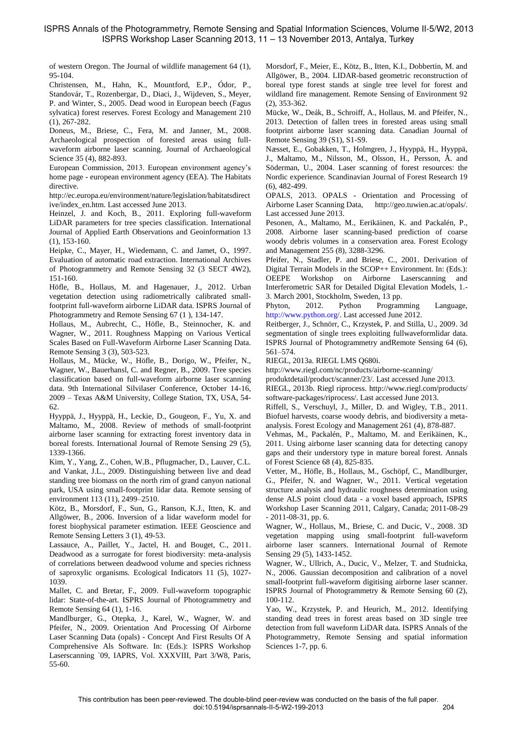of western Oregon. The Journal of wildlife management 64 (1), 95-104.

Christensen, M., Hahn, K., Mountford, E.P., Ódor, P., Standovár, T., Rozenbergar, D., Diaci, J., Wijdeven, S., Meyer, P. and Winter, S., 2005. Dead wood in European beech (Fagus sylvatica) forest reserves. Forest Ecology and Management 210 (1), 267-282.

Doneus, M., Briese, C., Fera, M. and Janner, M., 2008. Archaeological prospection of forested areas using full-waveform airborne laser scanning. Journal of Archaeological Science 35 (4), 882-893.

European Commission, 2013. European environment agency's home page - european environment agency (EEA). The Habitats directive.

http://ec.europa.eu/environment/nature/legislation/habitatsdirective/index_en.htm. Last accessed June 2013.

Heinzel, J. and Koch, B., 2011. Exploring full-waveform LiDAR parameters for tree species classification. International Journal of Applied Earth Observations and Geoinformation 13 (1), 153-160.

Heipke, C., Mayer, H., Wiedemann, C. and Jamet, O., 1997. Evaluation of automatic road extraction. International Archives of Photogrammetry and Remote Sensing 32 (3 SECT 4W2), 151-160.

Höfle, B., Hollaus, M. and Hagenauer, J., 2012. Urban vegetation detection using radiometrically calibrated small-footprint full-waveform airborne LiDAR data. ISPRS Journal of Photogrammetry and Remote Sensing 67 (1 ), 134-147.

Hollaus, M., Aubrecht, C., Höfle, B., Steinnocher, K. and Wagner, W., 2011. Roughness Mapping on Various Vertical Scales Based on Full-Waveform Airborne Laser Scanning Data. Remote Sensing 3 (3), 503-523.

Hollaus, M., Mücke, W., Höfle, B., Dorigo, W., Pfeifer, N., Wagner, W., Bauerhansl, C. and Regner, B., 2009. Tree species classification based on full-waveform airborne laser scanning data. 9th International Silvilaser Conference, October 14-16, 2009 – Texas A&M University, College Station, TX, USA, 54-62.

Hyyppä, J., Hyyppä, H., Leckie, D., Gougeon, F., Yu, X. and Maltamo, M., 2008. Review of methods of small-footprint airborne laser scanning for extracting forest inventory data in boreal forests. International Journal of Remote Sensing 29 (5), 1339-1366.

Kim, Y., Yang, Z., Cohen, W.B., Pflugmacher, D., Lauver, C.L. and Vankat, J.L., 2009. Distinguishing between live and dead standing tree biomass on the north rim of grand canyon national park, USA using small-footprint lidar data. Remote sensing of environment 113 (11), 2499–2510.

Kötz, B., Morsdorf, F., Sun, G., Ranson, K.J., Itten, K. and Allgöwer, B., 2006. Inversion of a lidar waveform model for forest biophysical parameter estimation. IEEE Geoscience and Remote Sensing Letters 3 (1), 49-53.

Lassauce, A., Paillet, Y., Jactel, H. and Bouget, C., 2011. Deadwood as a surrogate for forest biodiversity: meta-analysis of correlations between deadwood volume and species richness of saproxylic organisms. Ecological Indicators 11 (5), 1027-1039.

Mallet, C. and Bretar, F., 2009. Full-waveform topographic lidar: State-of-the-art. ISPRS Journal of Photogrammetry and Remote Sensing 64 (1), 1-16.

Mandlburger, G., Otepka, J., Karel, W., Wagner, W. and Pfeifer, N., 2009. Orientation And Processing Of Airborne Laser Scanning Data (opals) - Concept And First Results Of A Comprehensive Als Software. In: (Eds.): ISPRS Workshop Laserscanning `09, IAPRS, Vol. XXXVIII, Part 3/W8, Paris, 55-60.

Morsdorf, F., Meier, E., Kötz, B., Itten, K.I., Dobbertin, M. and Allgöwer, B., 2004. LIDAR-based geometric reconstruction of boreal type forest stands at single tree level for forest and wildland fire management. Remote Sensing of Environment 92 (2), 353-362.

Mücke, W., Deák, B., Schroiff, A., Hollaus, M. and Pfeifer, N., 2013. Detection of fallen trees in forested areas using small footprint airborne laser scanning data. Canadian Journal of Remote Sensing 39 (S1), S1-S9.

Næsset, E., Gobakken, T., Holmgren, J., Hyyppä, H., Hyyppä, J., Maltamo, M., Nilsson, M., Olsson, H., Persson, Å. and Söderman, U., 2004. Laser scanning of forest resources: the Nordic experience. Scandinavian Journal of Forest Research 19 (6), 482-499.

OPALS, 2013. OPALS - Orientation and Processing of Airborne Laser Scanning Data, http://geo.tuwien.ac.at/opals/. Last accessed June 2013.

Pesonen, A., Maltamo, M., Eerikäinen, K. and Packalén, P., 2008. Airborne laser scanning-based prediction of coarse woody debris volumes in a conservation area. Forest Ecology and Management 255 (8), 3288-3296.

Pfeifer, N., Stadler, P. and Briese, C., 2001. Derivation of Digital Terrain Models in the SCOP++ Environment. In: (Eds.): OEEPE Workshop on Airborne Laserscanning and Interferometric SAR for Detailed Digital Elevation Models, 1.-3. March 2001, Stockholm, Sweden, 13 pp.

Phyton, 2012. Python Programming Language, http://www.python.org/. Last accessed June 2012.

Reitberger, J., Schnörr, C., Krzystek, P. and Stilla, U., 2009. 3d segmentation of single trees exploiting fullwaveformlidar data. ISPRS Journal of Photogrammetry andRemote Sensing 64 (6), 561–574.

RIEGL, 2013a. RIEGL LMS Q680i.

http://www.riegl.com/nc/products/airborne-scanning/produktdetail/product/scanner/23/. Last accessed June 2013.

RIEGL, 2013b. Riegl riprocess. http://www.riegl.com/products/software-packages/riprocess/. Last accessed June 2013.

Riffell, S., Verschuyl, J., Miller, D. and Wigley, T.B., 2011. Biofuel harvests, coarse woody debris, and biodiversity a meta-analysis. Forest Ecology and Management 261 (4), 878-887.

Vehmas, M., Packalén, P., Maltamo, M. and Eerikäinen, K., 2011. Using airborne laser scanning data for detecting canopy gaps and their understory type in mature boreal forest. Annals of Forest Science 68 (4), 825-835.

Vetter, M., Höfle, B., Hollaus, M., Gschöpf, C., Mandlburger, G., Pfeifer, N. and Wagner, W., 2011. Vertical vegetation structure analysis and hydraulic roughness determination using dense ALS point cloud data - a voxel based approach, ISPRS Workshop Laser Scanning 2011, Calgary, Canada; 2011-08-29 - 2011-08-31, pp. 6.

Wagner, W., Hollaus, M., Briese, C. and Ducic, V., 2008. 3D vegetation mapping using small-footprint full-waveform airborne laser scanners. International Journal of Remote Sensing 29 (5), 1433-1452.

Wagner, W., Ullrich, A., Ducic, V., Melzer, T. and Studnicka, N., 2006. Gaussian decomposition and calibration of a novel small-footprint full-waveform digitising airborne laser scanner. ISPRS Journal of Photogrammetry & Remote Sensing 60 (2), 100-112.

Yao, W., Krzystek, P. and Heurich, M., 2012. Identifying standing dead trees in forest areas based on 3D single tree detection from full waveform LiDAR data. ISPRS Annals of the Photogrammetry, Remote Sensing and spatial information Sciences 1-7, pp. 6.